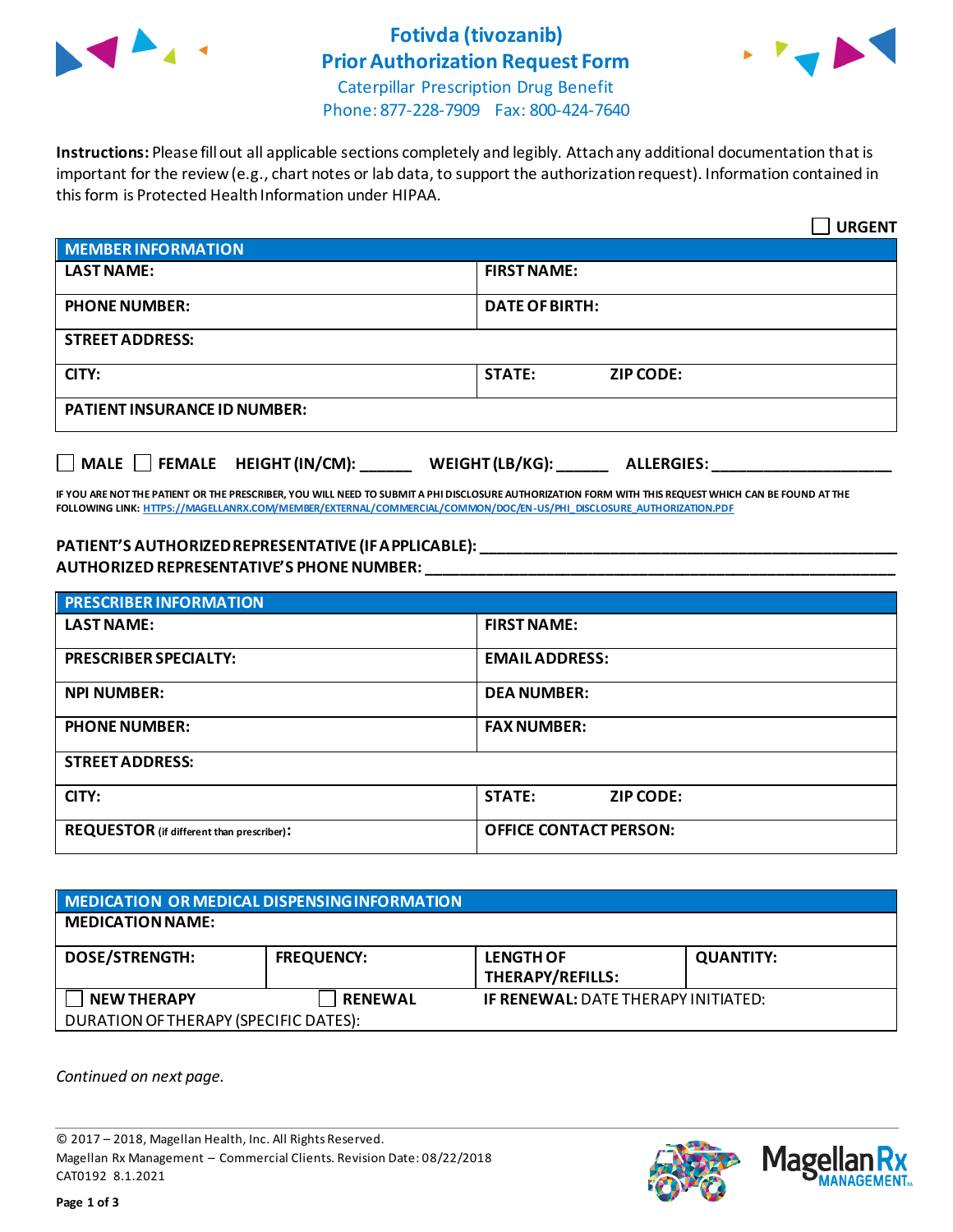# Fotivda (tivozanib) Prior Authorization Request Form

Caterpillar Prescription Drug Benefit
Phone: 877-228-7909 Fax: 800-424-7640

**Instructions:** Please fill out all applicable sections completely and legibly. Attach any additional documentation that is important for the review (e.g., chart notes or lab data, to support the authorization request). Information contained in this form is Protected Health Information under HIPAA.

☐ **URGENT**

| **MEMBER INFORMATION** | | |
|---|---|---|
| **LAST NAME:** | **FIRST NAME:** | |
| **PHONE NUMBER:** | **DATE OF BIRTH:** | |
| **STREET ADDRESS:** | | |
| **CITY:** | **STATE:** | **ZIP CODE:** |
| **PATIENT INSURANCE ID NUMBER:** | | |

☐ **MALE** ☐ **FEMALE** **HEIGHT (IN/CM):** ______ **WEIGHT (LB/KG):** ______ **ALLERGIES:** ____________________

**IF YOU ARE NOT THE PATIENT OR THE PRESCRIBER, YOU WILL NEED TO SUBMIT A PHI DISCLOSURE AUTHORIZATION FORM WITH THIS REQUEST WHICH CAN BE FOUND AT THE FOLLOWING LINK:** HTTPS://MAGELLANRX.COM/MEMBER/EXTERNAL/COMMERCIAL/COMMON/DOC/EN-US/PHI_DISCLOSURE_AUTHORIZATION.PDF

**PATIENT'S AUTHORIZED REPRESENTATIVE (IF APPLICABLE):** ____________________________________________

**AUTHORIZED REPRESENTATIVE'S PHONE NUMBER:** ____________________________________________

| **PRESCRIBER INFORMATION** | | |
|---|---|---|
| **LAST NAME:** | **FIRST NAME:** | |
| **PRESCRIBER SPECIALTY:** | **EMAIL ADDRESS:** | |
| **NPI NUMBER:** | **DEA NUMBER:** | |
| **PHONE NUMBER:** | **FAX NUMBER:** | |
| **STREET ADDRESS:** | | |
| **CITY:** | **STATE:** | **ZIP CODE:** |
| **REQUESTOR** (if different than prescriber)**:** | **OFFICE CONTACT PERSON:** | |

| **MEDICATION OR MEDICAL DISPENSING INFORMATION** | | | |
|---|---|---|---|
| **MEDICATION NAME:** | | | |
| **DOSE/STRENGTH:** | **FREQUENCY:** | **LENGTH OF THERAPY/REFILLS:** | **QUANTITY:** |
| ☐ **NEW THERAPY** | ☐ **RENEWAL** | **IF RENEWAL:** DATE THERAPY INITIATED: | |
| DURATION OF THERAPY (SPECIFIC DATES): | | | |

*Continued on next page.*

© 2017 – 2018, Magellan Health, Inc. All Rights Reserved.
Magellan Rx Management – Commercial Clients. Revision Date: 08/22/2018
CAT0192 8.1.2021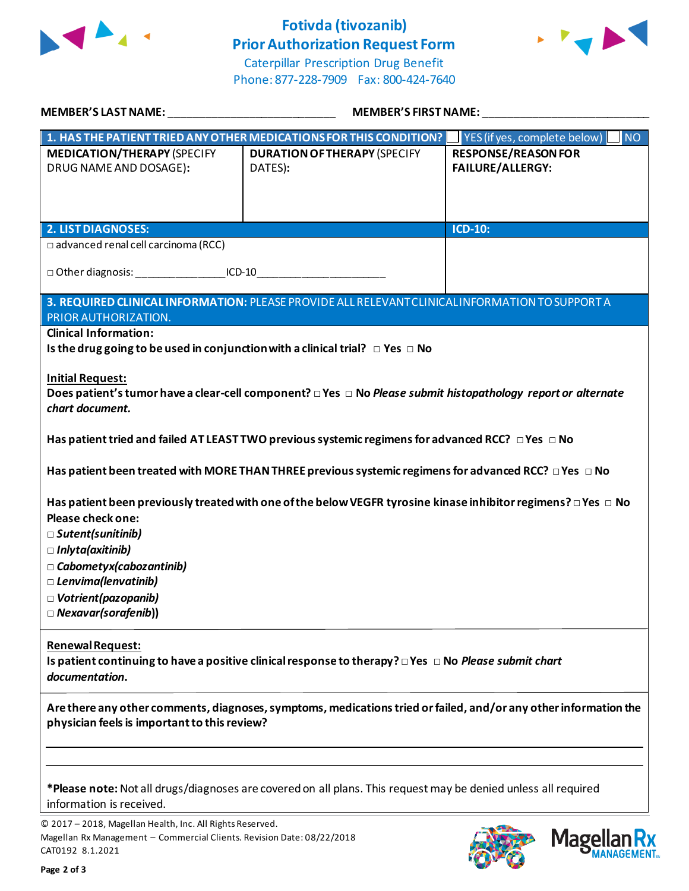# Fotivda (tivozanib)
# Prior Authorization Request Form

Caterpillar Prescription Drug Benefit
Phone: 877-228-7909 Fax: 800-424-7640

**MEMBER'S LAST NAME:** ___________________________ **MEMBER'S FIRST NAME:** ___________________________

| **1. HAS THE PATIENT TRIED ANY OTHER MEDICATIONS FOR THIS CONDITION?** | ☐ YES (if yes, complete below) | ☐ NO |
|---|---|---|
| **MEDICATION/THERAPY** (SPECIFY DRUG NAME AND DOSAGE): | **DURATION OF THERAPY** (SPECIFY DATES): | **RESPONSE/REASON FOR FAILURE/ALLERGY:** |
| | | |

| **2. LIST DIAGNOSES:** | **ICD-10:** |
|---|---|
| □ advanced renal cell carcinoma (RCC)<br><br>□ Other diagnosis: ______________ICD-10____________________ | |

**3. REQUIRED CLINICAL INFORMATION:** PLEASE PROVIDE ALL RELEVANT CLINICAL INFORMATION TO SUPPORT A PRIOR AUTHORIZATION.

**Clinical Information:**

**Is the drug going to be used in conjunction with a clinical trial?** □ **Yes** □ **No**

**Initial Request:**

**Does patient's tumor have a clear-cell component?** □ **Yes** □ **No** ***Please submit histopathology report or alternate chart document.***

**Has patient tried and failed AT LEAST TWO previous systemic regimens for advanced RCC?** □ **Yes** □ **No**

**Has patient been treated with MORE THAN THREE previous systemic regimens for advanced RCC?** □ **Yes** □ **No**

**Has patient been previously treated with one of the below VEGFR tyrosine kinase inhibitor regimens?** □ **Yes** □ **No**
**Please check one:**
□ ***Sutent(sunitinib)***
□ ***Inlyta(axitinib)***
□ ***Cabometyx(cabozantinib)***
□ ***Lenvima(lenvatinib)***
□ ***Votrient(pazopanib)***
□ ***Nexavar(sorafenib)*)**

**Renewal Request:**

**Is patient continuing to have a positive clinical response to therapy?** □ **Yes** □ **No** ***Please submit chart documentation.***

**Are there any other comments, diagnoses, symptoms, medications tried or failed, and/or any other information the physician feels is important to this review?**

_______________________________________________________________

_______________________________________________________________

***Please note:** Not all drugs/diagnoses are covered on all plans. This request may be denied unless all required information is received.

© 2017 – 2018, Magellan Health, Inc. All Rights Reserved.
Magellan Rx Management – Commercial Clients. Revision Date: 08/22/2018
CAT0192 8.1.2021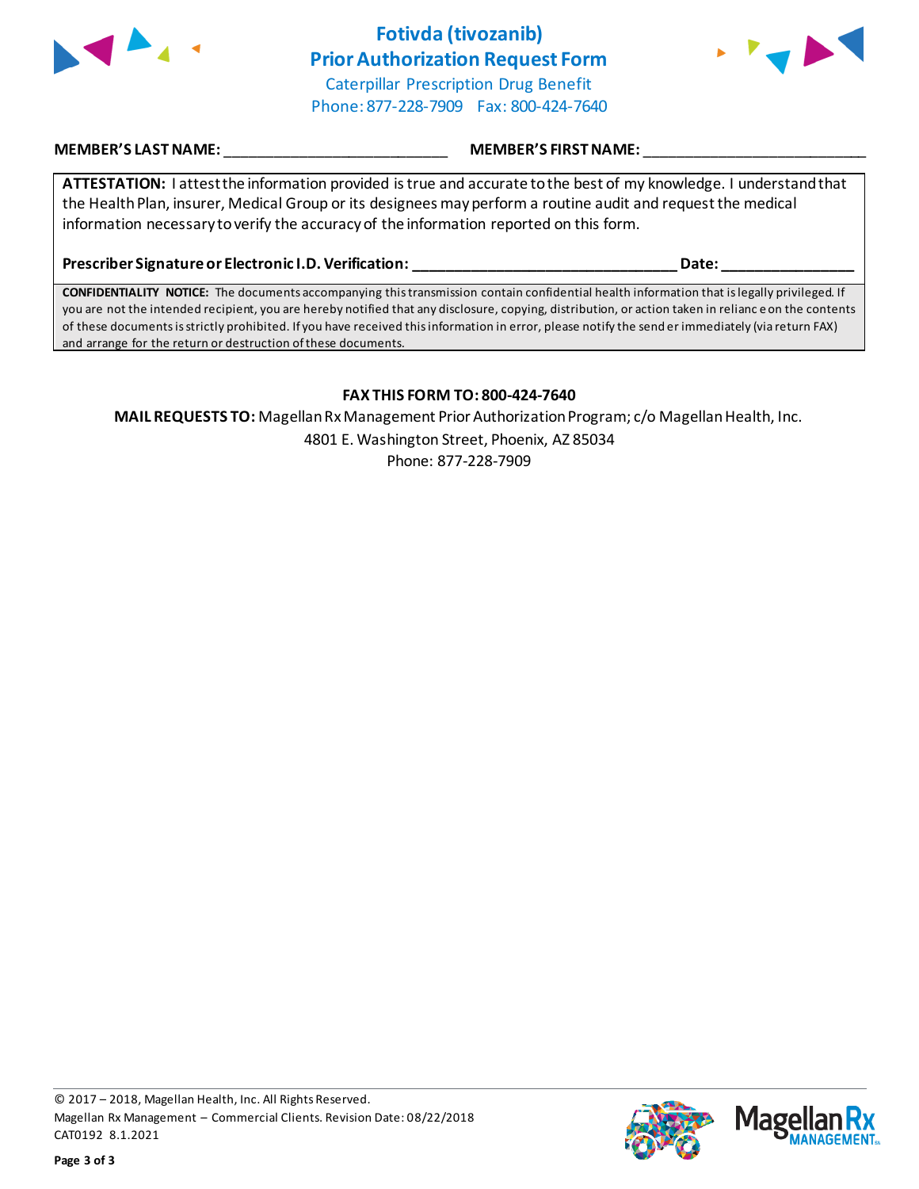# Fotivda (tivozanib)
# Prior Authorization Request Form

Caterpillar Prescription Drug Benefit
Phone: 877-228-7909 Fax: 800-424-7640

**MEMBER'S LAST NAME:** ___________________________ **MEMBER'S FIRST NAME:** ___________________________

**ATTESTATION:** I attest the information provided is true and accurate to the best of my knowledge. I understand that the Health Plan, insurer, Medical Group or its designees may perform a routine audit and request the medical information necessary to verify the accuracy of the information reported on this form.

**Prescriber Signature or Electronic I.D. Verification:** ________________________________ **Date:** ________________

**CONFIDENTIALITY NOTICE:** The documents accompanying this transmission contain confidential health information that is legally privileged. If you are not the intended recipient, you are hereby notified that any disclosure, copying, distribution, or action taken in reliance on the contents of these documents is strictly prohibited. If you have received this information in error, please notify the sender immediately (via return FAX) and arrange for the return or destruction of these documents.

**FAX THIS FORM TO: 800-424-7640**

**MAIL REQUESTS TO:** Magellan Rx Management Prior Authorization Program; c/o Magellan Health, Inc.
4801 E. Washington Street, Phoenix, AZ 85034
Phone: 877-228-7909

© 2017 – 2018, Magellan Health, Inc. All Rights Reserved.
Magellan Rx Management – Commercial Clients. Revision Date: 08/22/2018
CAT0192 8.1.2021